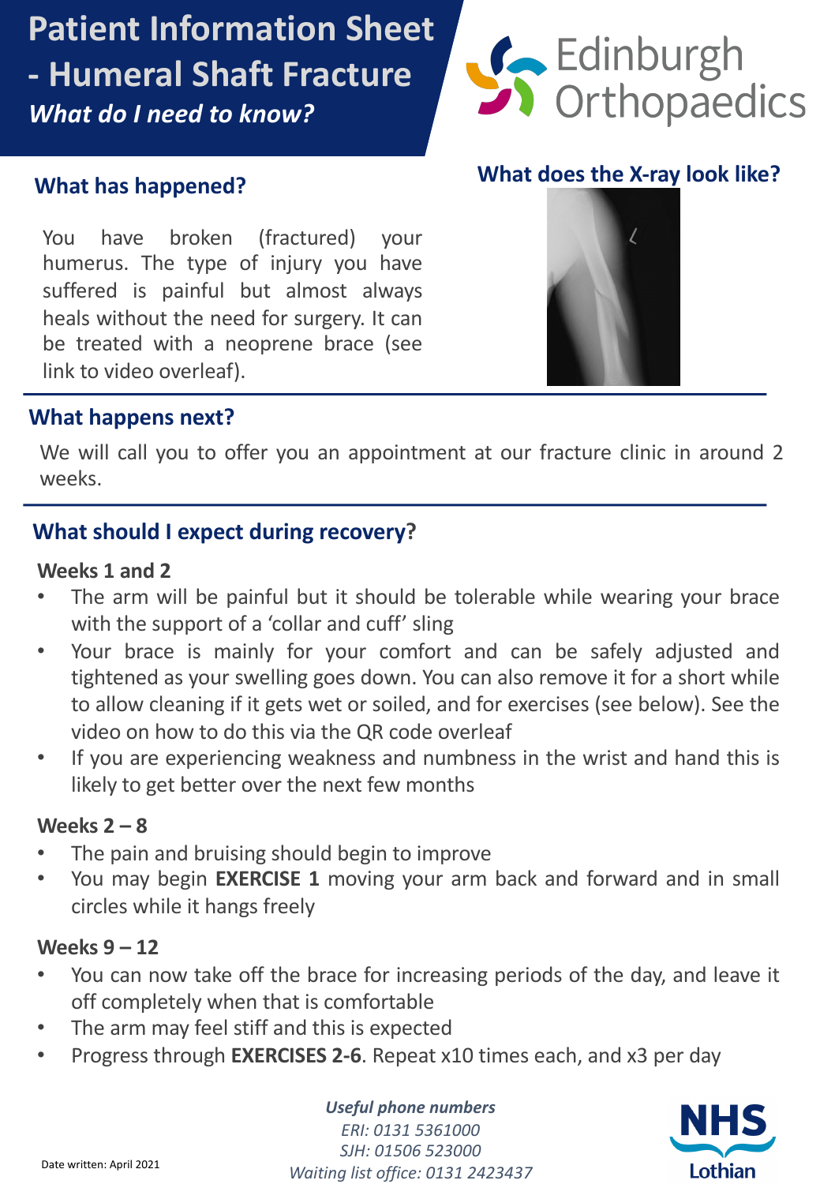# Patient Information Sheet - Humeral Shaft Fracture

*What do I need to know?*

Edinburgh Orthopaedics

## What has happened?

You have broken (fractured) your humerus. The type of injury you have suffered is painful but almost always heals without the need for surgery. It can be treated with a neoprene brace (see link to video overleaf).

## What does the X-ray look like?

## What happens next?

We will call you to offer you an appointment at our fracture clinic in around 2 weeks.

## What should I expect during recovery?

### Weeks 1 and 2

- The arm will be painful but it should be tolerable while wearing your brace with the support of a 'collar and cuff' sling
- Your brace is mainly for your comfort and can be safely adjusted and tightened as your swelling goes down. You can also remove it for a short while to allow cleaning if it gets wet or soiled, and for exercises (see below). See the video on how to do this via the QR code overleaf
- If you are experiencing weakness and numbness in the wrist and hand this is likely to get better over the next few months

### Weeks 2 – 8

- The pain and bruising should begin to improve
- You may begin **EXERCISE 1** moving your arm back and forward and in small circles while it hangs freely

### Weeks 9 – 12

- You can now take off the brace for increasing periods of the day, and leave it off completely when that is comfortable
- The arm may feel stiff and this is expected
- Progress through **EXERCISES 2-6**. Repeat x10 times each, and x3 per day

***Useful phone numbers***

*ERI: 0131 5361000*

*SJH: 01506 523000*

*Waiting list office: 0131 2423437*

Date written: April 2021

NHS Lothian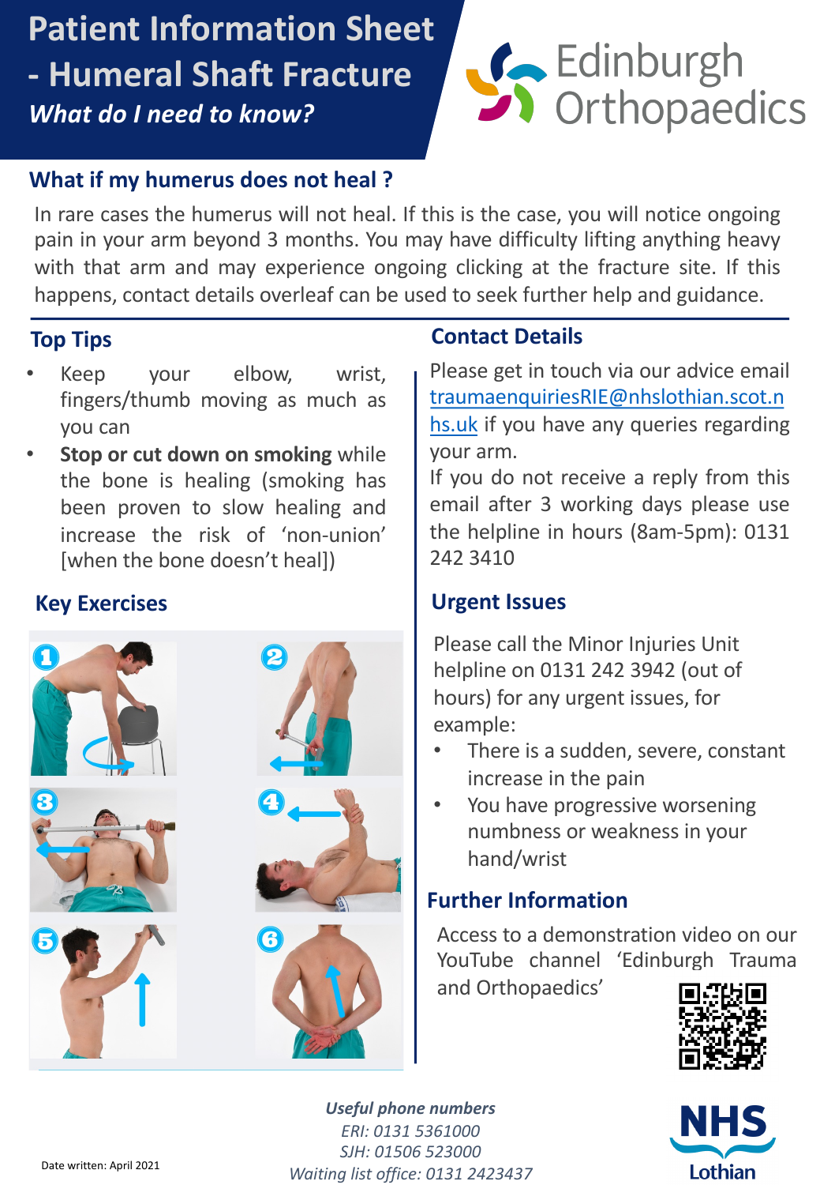# Patient Information Sheet - Humeral Shaft Fracture

*What do I need to know?*

Edinburgh Orthopaedics

## What if my humerus does not heal ?

In rare cases the humerus will not heal. If this is the case, you will notice ongoing pain in your arm beyond 3 months. You may have difficulty lifting anything heavy with that arm and may experience ongoing clicking at the fracture site. If this happens, contact details overleaf can be used to seek further help and guidance.

## Top Tips

- Keep your elbow, wrist, fingers/thumb moving as much as you can
- **Stop or cut down on smoking** while the bone is healing (smoking has been proven to slow healing and increase the risk of 'non-union' [when the bone doesn't heal])

## Key Exercises

1
2
3
4
5
6

## Contact Details

Please get in touch via our advice email traumaenquiriesRIE@nhslothian.scot.nhs.uk if you have any queries regarding your arm.

If you do not receive a reply from this email after 3 working days please use the helpline in hours (8am-5pm): 0131 242 3410

## Urgent Issues

Please call the Minor Injuries Unit helpline on 0131 242 3942 (out of hours) for any urgent issues, for example:

- There is a sudden, severe, constant increase in the pain
- You have progressive worsening numbness or weakness in your hand/wrist

## Further Information

Access to a demonstration video on our YouTube channel 'Edinburgh Trauma and Orthopaedics'

***Useful phone numbers***

*ERI: 0131 5361000*

*SJH: 01506 523000*

*Waiting list office: 0131 2423437*

Date written: April 2021

NHS Lothian